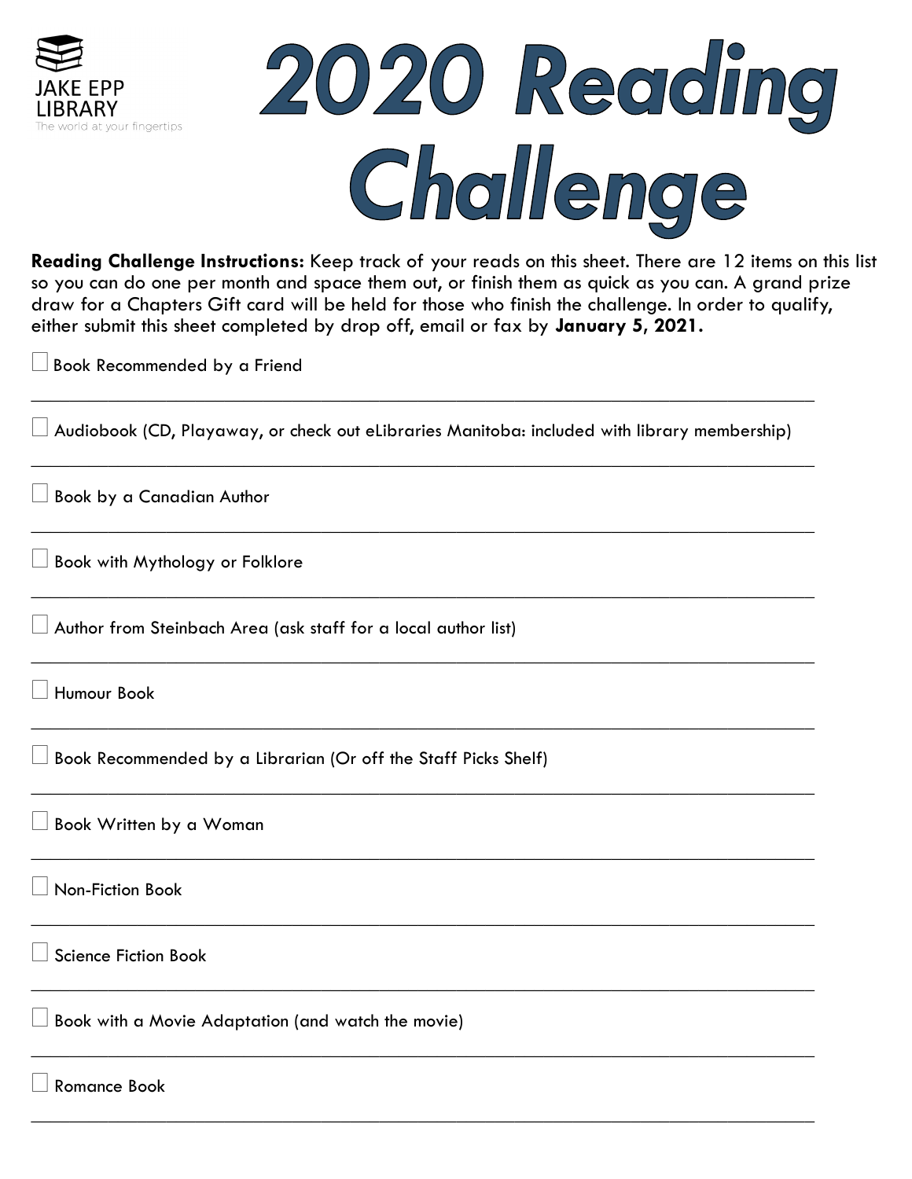JAKE EPP LIBRARY

The world at your fingertips

# 2020 Reading Challenge

**Reading Challenge Instructions:** Keep track of your reads on this sheet. There are 12 items on this list so you can do one per month and space them out, or finish them as quick as you can. A grand prize draw for a Chapters Gift card will be held for those who finish the challenge. In order to qualify, either submit this sheet completed by drop off, email or fax by **January 5, 2021.**

- [ ] Book Recommended by a Friend

______________________________________________________________________________

- [ ] Audiobook (CD, Playaway, or check out eLibraries Manitoba: included with library membership)

______________________________________________________________________________

- [ ] Book by a Canadian Author

______________________________________________________________________________

- [ ] Book with Mythology or Folklore

______________________________________________________________________________

- [ ] Author from Steinbach Area (ask staff for a local author list)

______________________________________________________________________________

- [ ] Humour Book

______________________________________________________________________________

- [ ] Book Recommended by a Librarian (Or off the Staff Picks Shelf)

______________________________________________________________________________

- [ ] Book Written by a Woman

______________________________________________________________________________

- [ ] Non-Fiction Book

______________________________________________________________________________

- [ ] Science Fiction Book

______________________________________________________________________________

- [ ] Book with a Movie Adaptation (and watch the movie)

______________________________________________________________________________

- [ ] Romance Book

______________________________________________________________________________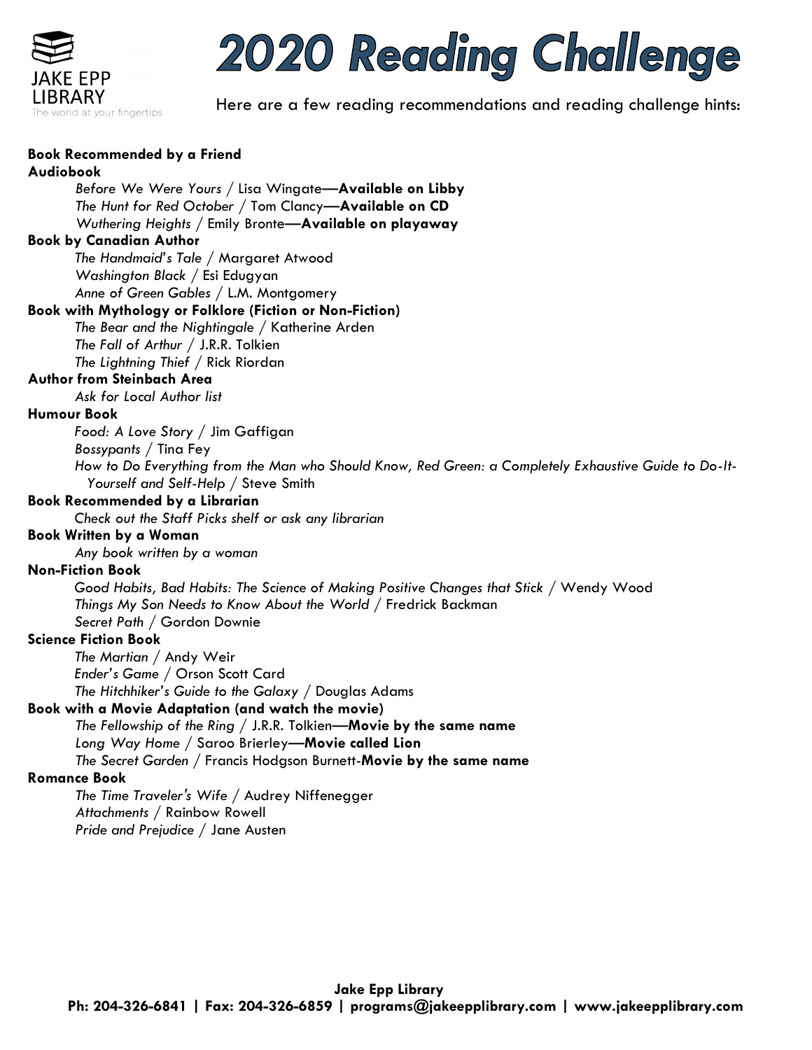JAKE EPP LIBRARY

The world at your fingertips

# 2020 Reading Challenge

Here are a few reading recommendations and reading challenge hints:

**Book Recommended by a Friend**

**Audiobook**

- *Before We Were Yours* / Lisa Wingate—**Available on Libby**
- *The Hunt for Red October* / Tom Clancy—**Available on CD**
- *Wuthering Heights* / Emily Bronte—**Available on playaway**

**Book by Canadian Author**

- *The Handmaid's Tale* / Margaret Atwood
- *Washington Black* / Esi Edugyan
- *Anne of Green Gables* / L.M. Montgomery

**Book with Mythology or Folklore (Fiction or Non-Fiction)**

- *The Bear and the Nightingale* / Katherine Arden
- *The Fall of Arthur* / J.R.R. Tolkien
- *The Lightning Thief* / Rick Riordan

**Author from Steinbach Area**

- *Ask for Local Author list*

**Humour Book**

- *Food: A Love Story* / Jim Gaffigan
- *Bossypants* / Tina Fey
- *How to Do Everything from the Man who Should Know, Red Green: a Completely Exhaustive Guide to Do-It-Yourself and Self-Help* / Steve Smith

**Book Recommended by a Librarian**

- *Check out the Staff Picks shelf or ask any librarian*

**Book Written by a Woman**

- *Any book written by a woman*

**Non-Fiction Book**

- *Good Habits, Bad Habits: The Science of Making Positive Changes that Stick* / Wendy Wood
- *Things My Son Needs to Know About the World* / Fredrick Backman
- *Secret Path* / Gordon Downie

**Science Fiction Book**

- *The Martian* / Andy Weir
- *Ender's Game* / Orson Scott Card
- *The Hitchhiker's Guide to the Galaxy* / Douglas Adams

**Book with a Movie Adaptation (and watch the movie)**

- *The Fellowship of the Ring* / J.R.R. Tolkien—**Movie by the same name**
- *Long Way Home* / Saroo Brierley—**Movie called Lion**
- *The Secret Garden* / Francis Hodgson Burnett-**Movie by the same name**

**Romance Book**

- *The Time Traveler's Wife* / Audrey Niffenegger
- *Attachments* / Rainbow Rowell
- *Pride and Prejudice* / Jane Austen

**Jake Epp Library**

**Ph: 204-326-6841 | Fax: 204-326-6859 | programs@jakeepplibrary.com | www.jakeepplibrary.com**